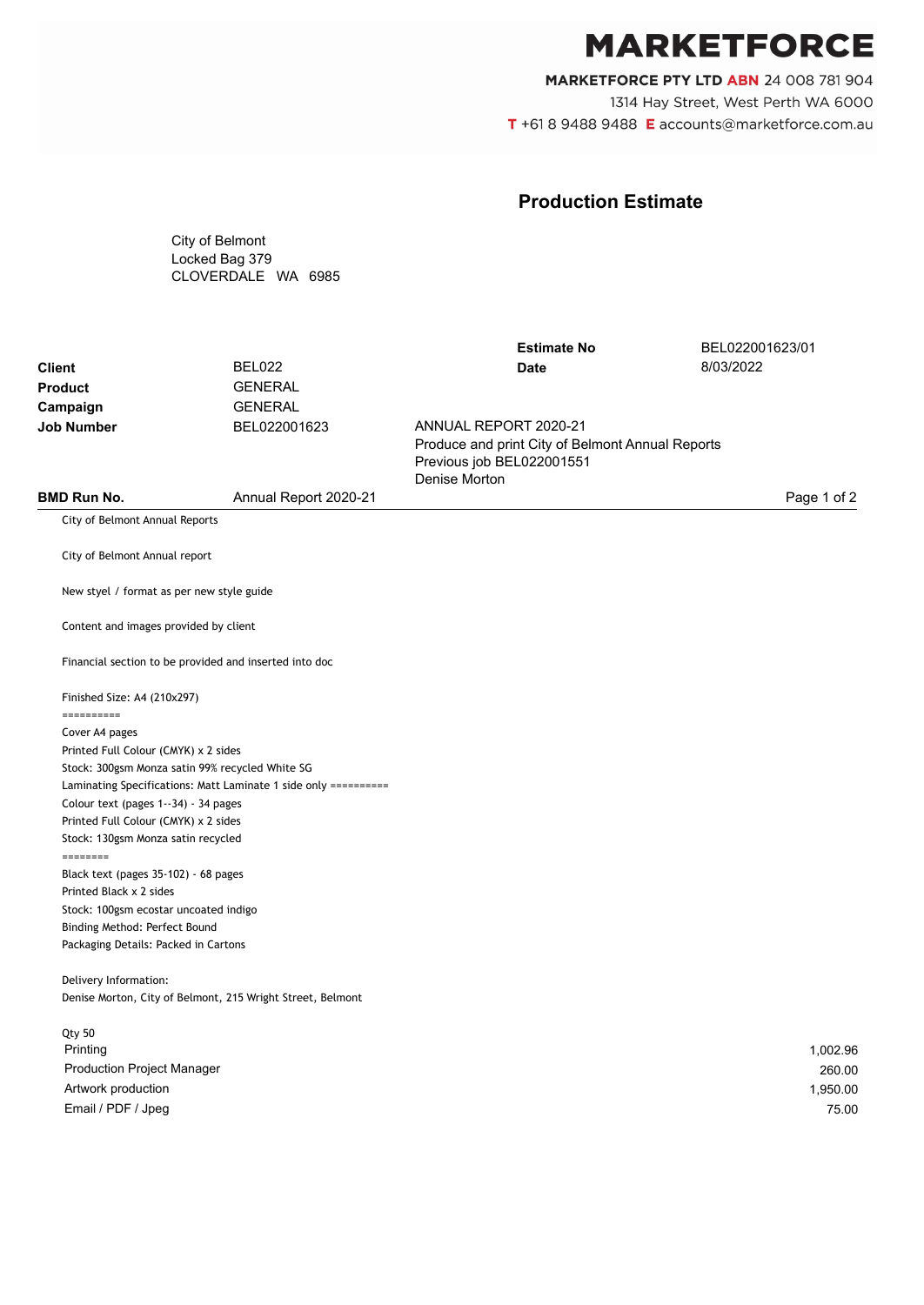# MARKETFORCE

**MARKETFORCE PTY LTD ABN** 24 008 781 904
1314 Hay Street, West Perth WA 6000
**T** +61 8 9488 9488 **E** accounts@marketforce.com.au

## Production Estimate

City of Belmont
Locked Bag 379
CLOVERDALE WA 6985

| | | | |
|---|---|---|---|
| | | **Estimate No** | BEL022001623/01 |
| **Client** | BEL022 | **Date** | 8/03/2022 |
| **Product** | GENERAL | | |
| **Campaign** | GENERAL | | |
| **Job Number** | BEL022001623 | ANNUAL REPORT 2020-21<br>Produce and print City of Belmont Annual Reports<br>Previous job BEL022001551<br>Denise Morton | |
| **BMD Run No.** | Annual Report 2020-21 | | |

City of Belmont Annual Reports

City of Belmont Annual report

New styel / format as per new style guide

Content and images provided by client

Financial section to be provided and inserted into doc

Finished Size: A4 (210x297)
==========
Cover A4 pages
Printed Full Colour (CMYK) x 2 sides
Stock: 300gsm Monza satin 99% recycled White SG
Laminating Specifications: Matt Laminate 1 side only ==========
Colour text (pages 1--34) - 34 pages
Printed Full Colour (CMYK) x 2 sides
Stock: 130gsm Monza satin recycled
========
Black text (pages 35-102) - 68 pages
Printed Black x 2 sides
Stock: 100gsm ecostar uncoated indigo
Binding Method: Perfect Bound
Packaging Details: Packed in Cartons

Delivery Information:
Denise Morton, City of Belmont, 215 Wright Street, Belmont

Qty 50

| | |
|---|---:|
| Printing | 1,002.96 |
| Production Project Manager | 260.00 |
| Artwork production | 1,950.00 |
| Email / PDF / Jpeg | 75.00 |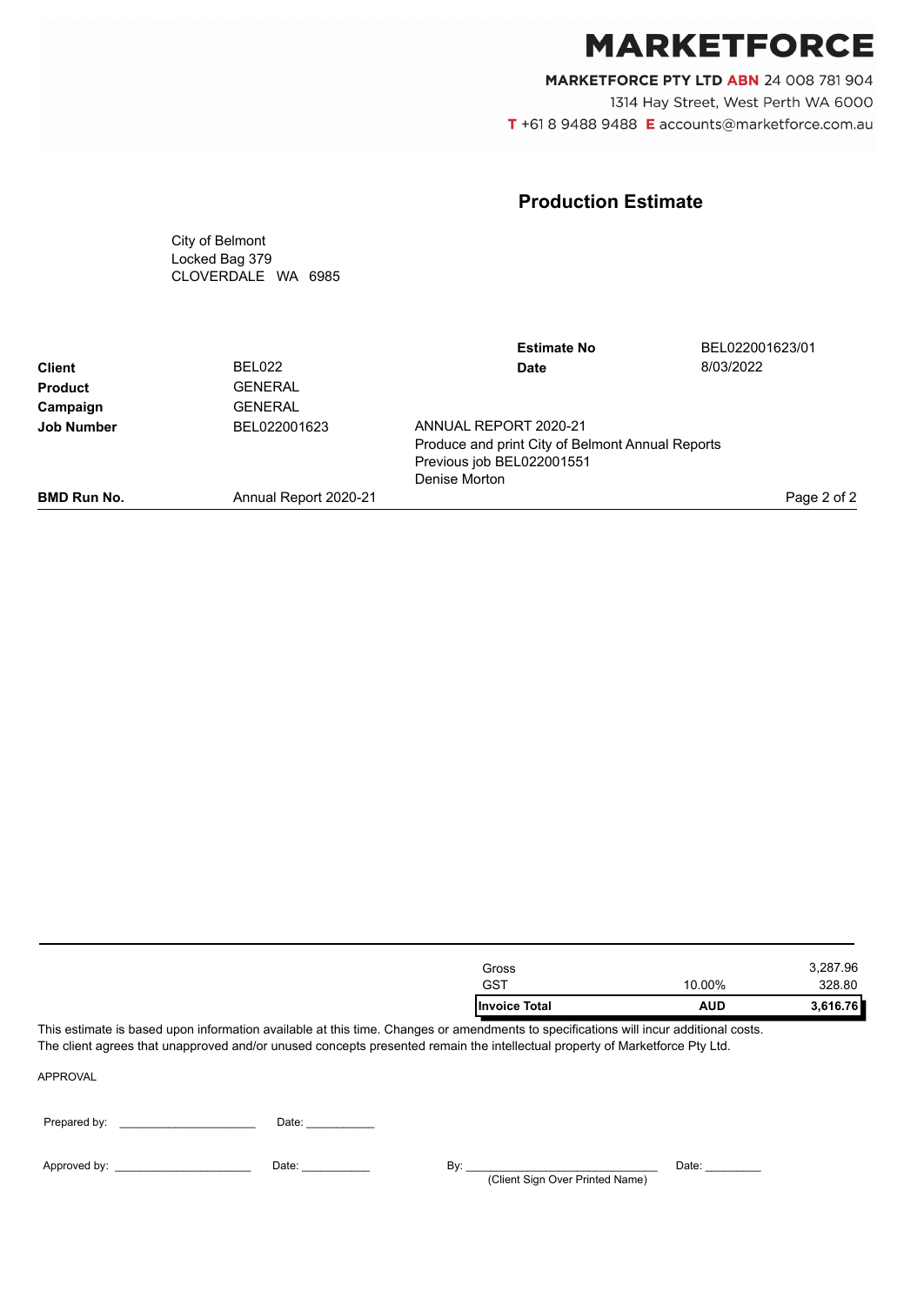# MARKETFORCE

**MARKETFORCE PTY LTD ABN** 24 008 781 904
1314 Hay Street, West Perth WA 6000
**T** +61 8 9488 9488 **E** accounts@marketforce.com.au

## Production Estimate

City of Belmont
Locked Bag 379
CLOVERDALE WA 6985

| | | | |
|---|---|---|---|
| | | **Estimate No** | BEL022001623/01 |
| **Client** | BEL022 | **Date** | 8/03/2022 |
| **Product** | GENERAL | | |
| **Campaign** | GENERAL | | |
| **Job Number** | BEL022001623 | ANNUAL REPORT 2020-21<br>Produce and print City of Belmont Annual Reports<br>Previous job BEL022001551<br>Denise Morton | |
| **BMD Run No.** | Annual Report 2020-21 | | |

| | | |
|---|---|---|
| Gross | | 3,287.96 |
| GST | 10.00% | 328.80 |
| **Invoice Total** | **AUD** | **3,616.76** |

This estimate is based upon information available at this time. Changes or amendments to specifications will incur additional costs.
The client agrees that unapproved and/or unused concepts presented remain the intellectual property of Marketforce Pty Ltd.

APPROVAL

Prepared by: ____________________ Date: __________

Approved by: ____________________ Date: __________ By: ____________________________ Date: ________
(Client Sign Over Printed Name)